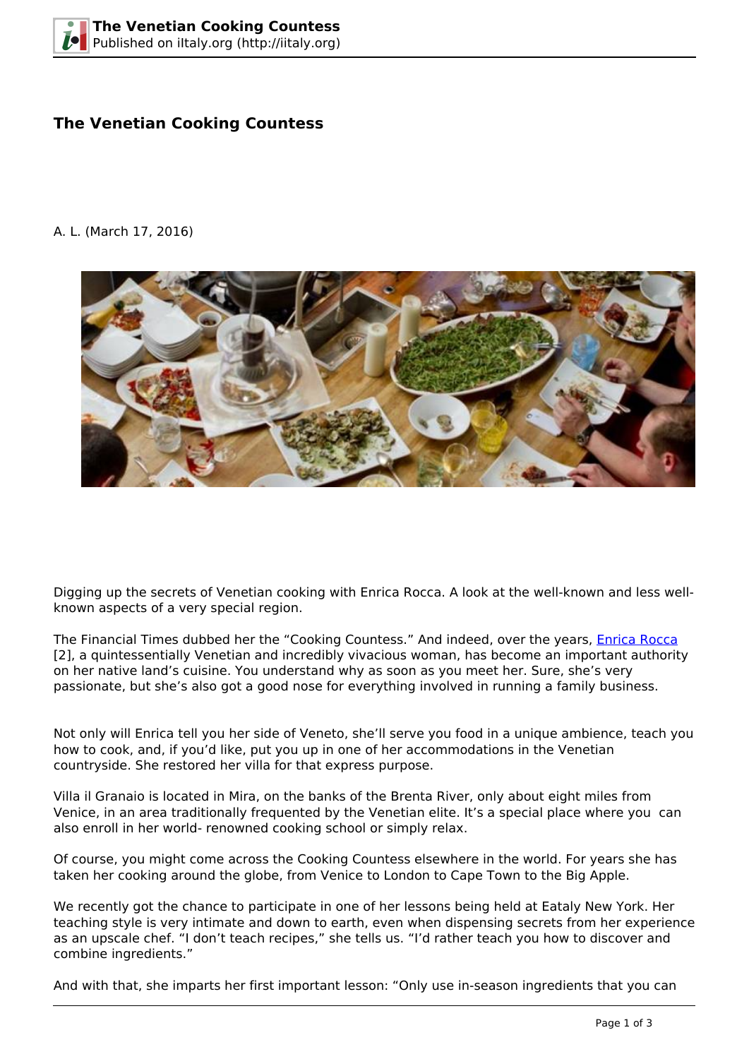# The Venetian Cooking Countess

A. L. (March 17, 2016)

Digging up the secrets of Venetian cooking with Enrica Rocca. A look at the well-known and less well-known aspects of a very special region.

The Financial Times dubbed her the "Cooking Countess." And indeed, over the years, Enrica Rocca [2], a quintessentially Venetian and incredibly vivacious woman, has become an important authority on her native land's cuisine. You understand why as soon as you meet her. Sure, she's very passionate, but she's also got a good nose for everything involved in running a family business.

Not only will Enrica tell you her side of Veneto, she'll serve you food in a unique ambience, teach you how to cook, and, if you'd like, put you up in one of her accommodations in the Venetian countryside. She restored her villa for that express purpose.

Villa il Granaio is located in Mira, on the banks of the Brenta River, only about eight miles from Venice, in an area traditionally frequented by the Venetian elite. It's a special place where you can also enroll in her world- renowned cooking school or simply relax.

Of course, you might come across the Cooking Countess elsewhere in the world. For years she has taken her cooking around the globe, from Venice to London to Cape Town to the Big Apple.

We recently got the chance to participate in one of her lessons being held at Eataly New York. Her teaching style is very intimate and down to earth, even when dispensing secrets from her experience as an upscale chef. "I don't teach recipes," she tells us. "I'd rather teach you how to discover and combine ingredients."

And with that, she imparts her first important lesson: "Only use in-season ingredients that you can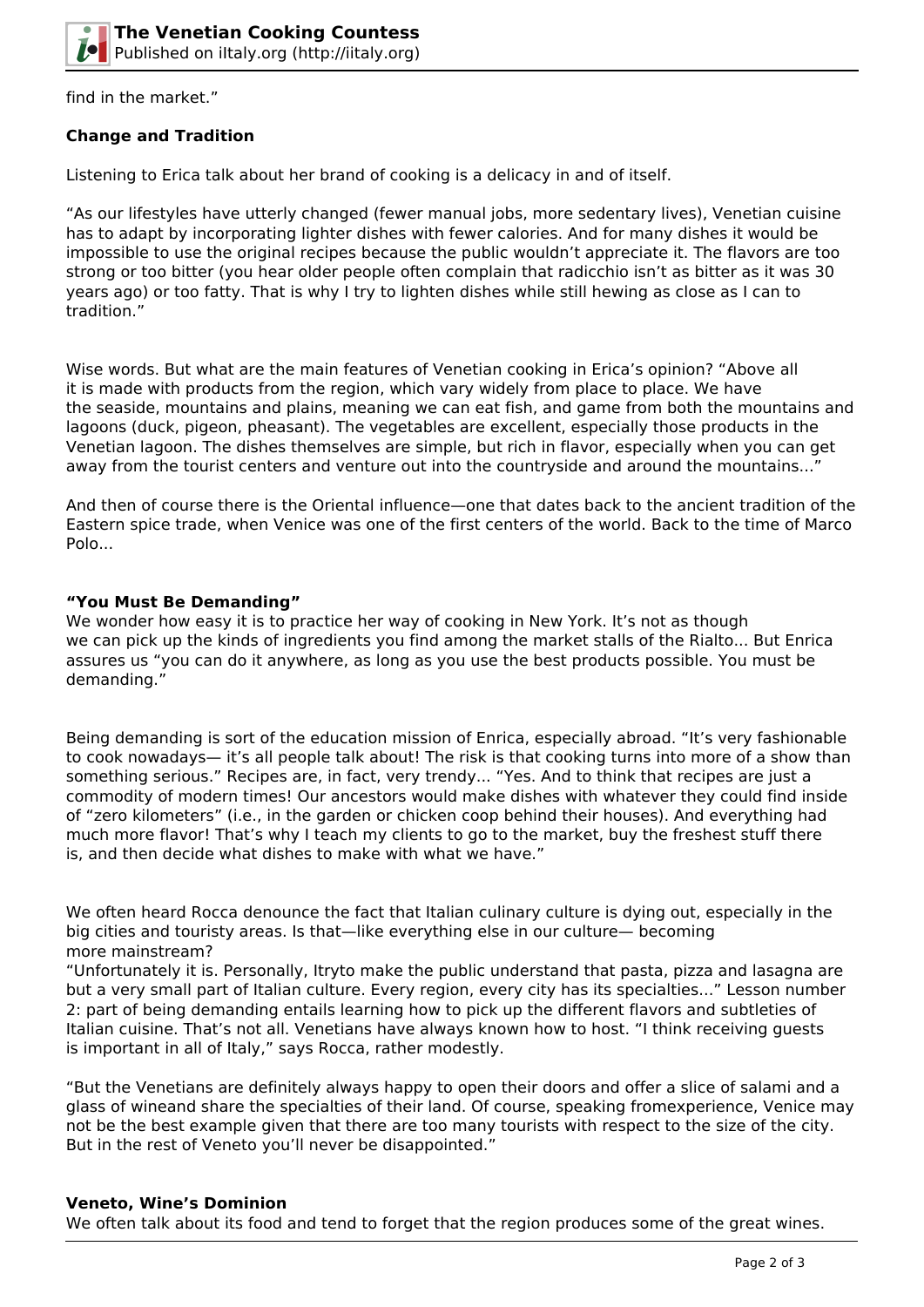find in the market."

**Change and Tradition**

Listening to Erica talk about her brand of cooking is a delicacy in and of itself.

"As our lifestyles have utterly changed (fewer manual jobs, more sedentary lives), Venetian cuisine has to adapt by incorporating lighter dishes with fewer calories. And for many dishes it would be impossible to use the original recipes because the public wouldn't appreciate it. The flavors are too strong or too bitter (you hear older people often complain that radicchio isn't as bitter as it was 30 years ago) or too fatty. That is why I try to lighten dishes while still hewing as close as I can to tradition."

Wise words. But what are the main features of Venetian cooking in Erica's opinion? "Above all it is made with products from the region, which vary widely from place to place. We have the seaside, mountains and plains, meaning we can eat fish, and game from both the mountains and lagoons (duck, pigeon, pheasant). The vegetables are excellent, especially those products in the Venetian lagoon. The dishes themselves are simple, but rich in flavor, especially when you can get away from the tourist centers and venture out into the countryside and around the mountains..."

And then of course there is the Oriental influence—one that dates back to the ancient tradition of the Eastern spice trade, when Venice was one of the first centers of the world. Back to the time of Marco Polo...

**"You Must Be Demanding"**

We wonder how easy it is to practice her way of cooking in New York. It's not as though we can pick up the kinds of ingredients you find among the market stalls of the Rialto... But Enrica assures us "you can do it anywhere, as long as you use the best products possible. You must be demanding."

Being demanding is sort of the education mission of Enrica, especially abroad. "It's very fashionable to cook nowadays— it's all people talk about! The risk is that cooking turns into more of a show than something serious." Recipes are, in fact, very trendy... "Yes. And to think that recipes are just a commodity of modern times! Our ancestors would make dishes with whatever they could find inside of "zero kilometers" (i.e., in the garden or chicken coop behind their houses). And everything had much more flavor! That's why I teach my clients to go to the market, buy the freshest stuff there is, and then decide what dishes to make with what we have."

We often heard Rocca denounce the fact that Italian culinary culture is dying out, especially in the big cities and touristy areas. Is that—like everything else in our culture— becoming more mainstream?
"Unfortunately it is. Personally, Itryto make the public understand that pasta, pizza and lasagna are but a very small part of Italian culture. Every region, every city has its specialties..." Lesson number 2: part of being demanding entails learning how to pick up the different flavors and subtleties of Italian cuisine. That's not all. Venetians have always known how to host. "I think receiving guests is important in all of Italy," says Rocca, rather modestly.

"But the Venetians are definitely always happy to open their doors and offer a slice of salami and a glass of wineand share the specialties of their land. Of course, speaking fromexperience, Venice may not be the best example given that there are too many tourists with respect to the size of the city. But in the rest of Veneto you'll never be disappointed."

**Veneto, Wine's Dominion**

We often talk about its food and tend to forget that the region produces some of the great wines.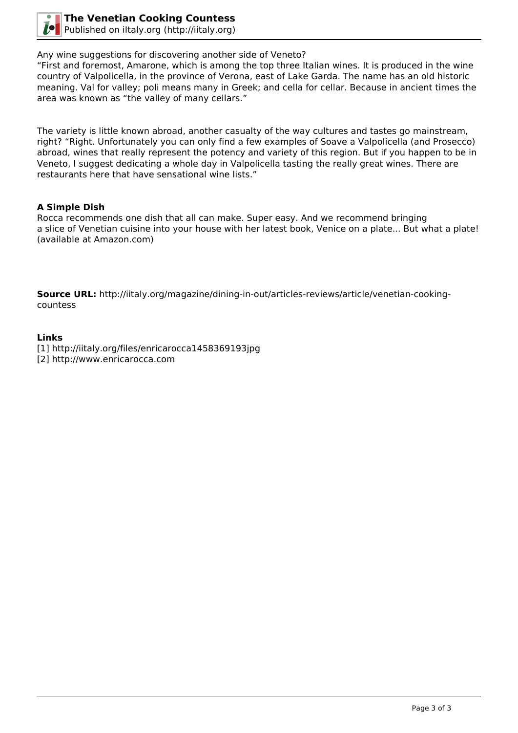Any wine suggestions for discovering another side of Veneto?
“First and foremost, Amarone, which is among the top three Italian wines. It is produced in the wine country of Valpolicella, in the province of Verona, east of Lake Garda. The name has an old historic meaning. Val for valley; poli means many in Greek; and cella for cellar. Because in ancient times the area was known as “the valley of many cellars.”

The variety is little known abroad, another casualty of the way cultures and tastes go mainstream, right? “Right. Unfortunately you can only find a few examples of Soave a Valpolicella (and Prosecco) abroad, wines that really represent the potency and variety of this region. But if you happen to be in Veneto, I suggest dedicating a whole day in Valpolicella tasting the really great wines. There are restaurants here that have sensational wine lists.”

**A Simple Dish**
Rocca recommends one dish that all can make. Super easy. And we recommend bringing a slice of Venetian cuisine into your house with her latest book, Venice on a plate... But what a plate! (available at Amazon.com)

**Source URL:** http://iitaly.org/magazine/dining-in-out/articles-reviews/article/venetian-cooking-countess

**Links**
[1] http://iitaly.org/files/enricarocca1458369193jpg
[2] http://www.enricarocca.com